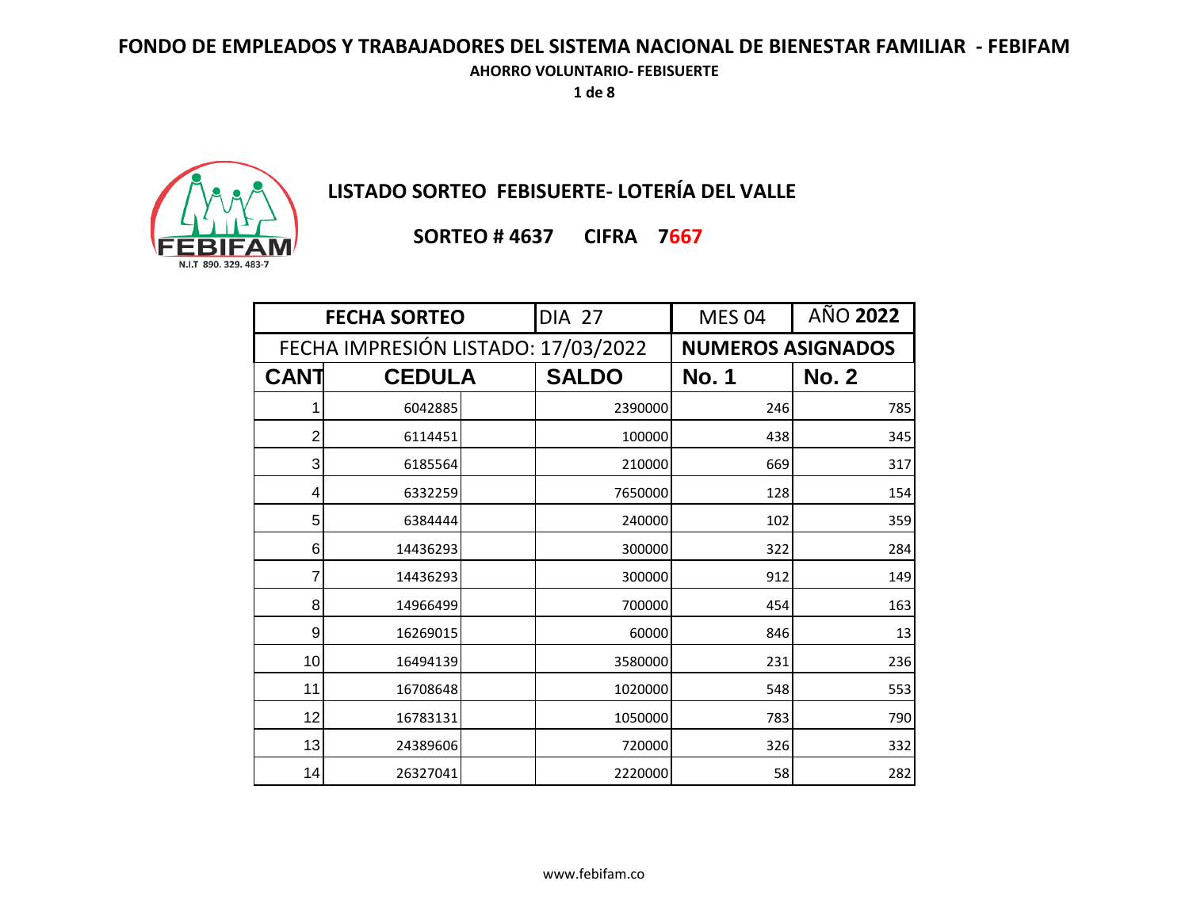# FONDO DE EMPLEADOS Y TRABAJADORES DEL SISTEMA NACIONAL DE BIENESTAR FAMILIAR - FEBIFAM

**AHORRO VOLUNTARIO- FEBISUERTE**

FEBIFAM
N.I.T 890. 329. 483-7

## LISTADO SORTEO FEBISUERTE- LOTERÍA DEL VALLE

**SORTEO # 4637 CIFRA 7667**

| FECHA SORTEO | | DIA 27 | MES 04 | AÑO 2022 |
|---|---|---|---|---|
| FECHA IMPRESIÓN LISTADO: 17/03/2022 | | | NUMEROS ASIGNADOS | |
| **CANT** | **CEDULA** | **SALDO** | **No. 1** | **No. 2** |
| 1 | 6042885 | 2390000 | 246 | 785 |
| 2 | 6114451 | 100000 | 438 | 345 |
| 3 | 6185564 | 210000 | 669 | 317 |
| 4 | 6332259 | 7650000 | 128 | 154 |
| 5 | 6384444 | 240000 | 102 | 359 |
| 6 | 14436293 | 300000 | 322 | 284 |
| 7 | 14436293 | 300000 | 912 | 149 |
| 8 | 14966499 | 700000 | 454 | 163 |
| 9 | 16269015 | 60000 | 846 | 13 |
| 10 | 16494139 | 3580000 | 231 | 236 |
| 11 | 16708648 | 1020000 | 548 | 553 |
| 12 | 16783131 | 1050000 | 783 | 790 |
| 13 | 24389606 | 720000 | 326 | 332 |
| 14 | 26327041 | 2220000 | 58 | 282 |

www.febifam.co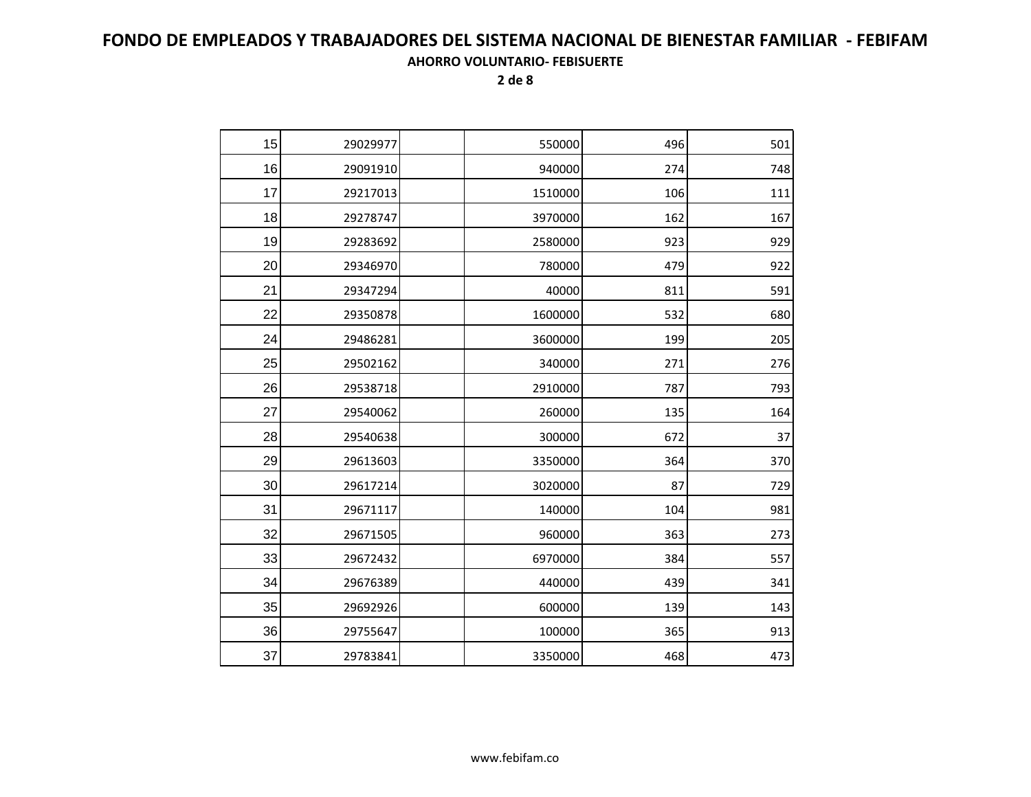# FONDO DE EMPLEADOS Y TRABAJADORES DEL SISTEMA NACIONAL DE BIENESTAR FAMILIAR - FEBIFAM

**AHORRO VOLUNTARIO- FEBISUERTE**

| | | | | | |
|---|---|---|---|---|---|
| 15 | 29029977 | | 550000 | 496 | 501 |
| 16 | 29091910 | | 940000 | 274 | 748 |
| 17 | 29217013 | | 1510000 | 106 | 111 |
| 18 | 29278747 | | 3970000 | 162 | 167 |
| 19 | 29283692 | | 2580000 | 923 | 929 |
| 20 | 29346970 | | 780000 | 479 | 922 |
| 21 | 29347294 | | 40000 | 811 | 591 |
| 22 | 29350878 | | 1600000 | 532 | 680 |
| 24 | 29486281 | | 3600000 | 199 | 205 |
| 25 | 29502162 | | 340000 | 271 | 276 |
| 26 | 29538718 | | 2910000 | 787 | 793 |
| 27 | 29540062 | | 260000 | 135 | 164 |
| 28 | 29540638 | | 300000 | 672 | 37 |
| 29 | 29613603 | | 3350000 | 364 | 370 |
| 30 | 29617214 | | 3020000 | 87 | 729 |
| 31 | 29671117 | | 140000 | 104 | 981 |
| 32 | 29671505 | | 960000 | 363 | 273 |
| 33 | 29672432 | | 6970000 | 384 | 557 |
| 34 | 29676389 | | 440000 | 439 | 341 |
| 35 | 29692926 | | 600000 | 139 | 143 |
| 36 | 29755647 | | 100000 | 365 | 913 |
| 37 | 29783841 | | 3350000 | 468 | 473 |

www.febifam.co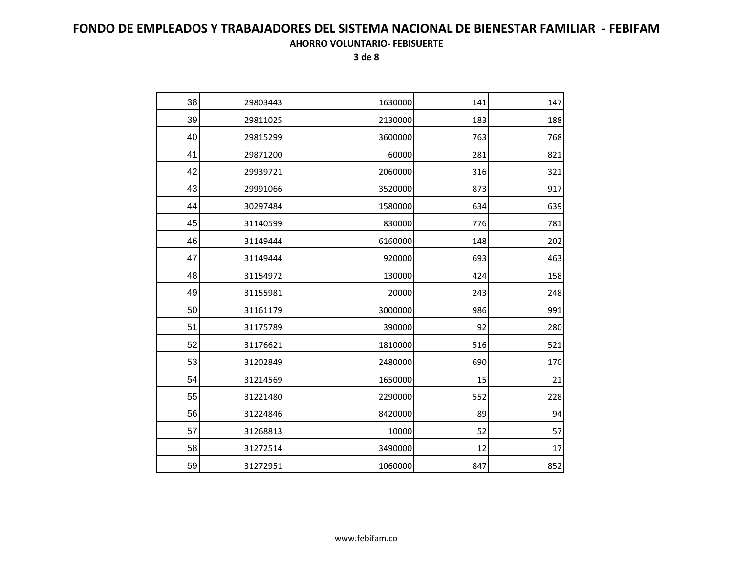# FONDO DE EMPLEADOS Y TRABAJADORES DEL SISTEMA NACIONAL DE BIENESTAR FAMILIAR - FEBIFAM

**AHORRO VOLUNTARIO- FEBISUERTE**

| | | | | | |
|---|---|---|---|---|---|
| 38 | 29803443 | | 1630000 | 141 | 147 |
| 39 | 29811025 | | 2130000 | 183 | 188 |
| 40 | 29815299 | | 3600000 | 763 | 768 |
| 41 | 29871200 | | 60000 | 281 | 821 |
| 42 | 29939721 | | 2060000 | 316 | 321 |
| 43 | 29991066 | | 3520000 | 873 | 917 |
| 44 | 30297484 | | 1580000 | 634 | 639 |
| 45 | 31140599 | | 830000 | 776 | 781 |
| 46 | 31149444 | | 6160000 | 148 | 202 |
| 47 | 31149444 | | 920000 | 693 | 463 |
| 48 | 31154972 | | 130000 | 424 | 158 |
| 49 | 31155981 | | 20000 | 243 | 248 |
| 50 | 31161179 | | 3000000 | 986 | 991 |
| 51 | 31175789 | | 390000 | 92 | 280 |
| 52 | 31176621 | | 1810000 | 516 | 521 |
| 53 | 31202849 | | 2480000 | 690 | 170 |
| 54 | 31214569 | | 1650000 | 15 | 21 |
| 55 | 31221480 | | 2290000 | 552 | 228 |
| 56 | 31224846 | | 8420000 | 89 | 94 |
| 57 | 31268813 | | 10000 | 52 | 57 |
| 58 | 31272514 | | 3490000 | 12 | 17 |
| 59 | 31272951 | | 1060000 | 847 | 852 |

www.febifam.co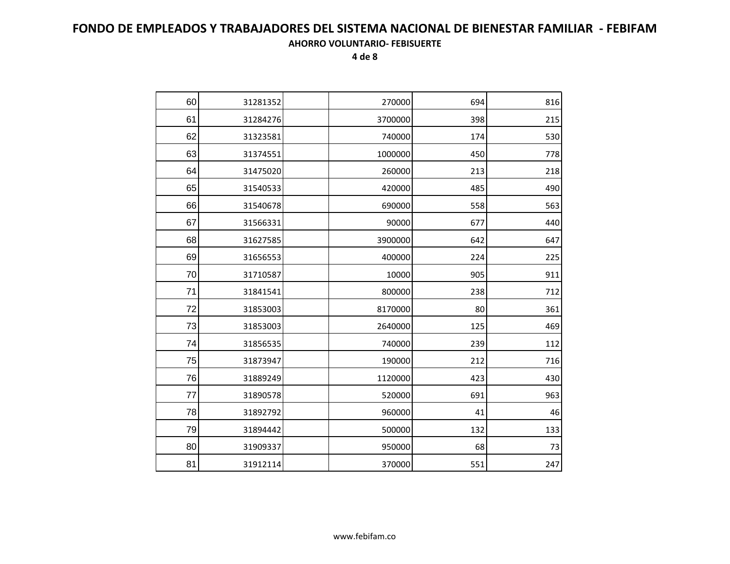# FONDO DE EMPLEADOS Y TRABAJADORES DEL SISTEMA NACIONAL DE BIENESTAR FAMILIAR - FEBIFAM

**AHORRO VOLUNTARIO- FEBISUERTE**

| | | | | | |
|---|---|---|---|---|---|
| 60 | 31281352 | | 270000 | 694 | 816 |
| 61 | 31284276 | | 3700000 | 398 | 215 |
| 62 | 31323581 | | 740000 | 174 | 530 |
| 63 | 31374551 | | 1000000 | 450 | 778 |
| 64 | 31475020 | | 260000 | 213 | 218 |
| 65 | 31540533 | | 420000 | 485 | 490 |
| 66 | 31540678 | | 690000 | 558 | 563 |
| 67 | 31566331 | | 90000 | 677 | 440 |
| 68 | 31627585 | | 3900000 | 642 | 647 |
| 69 | 31656553 | | 400000 | 224 | 225 |
| 70 | 31710587 | | 10000 | 905 | 911 |
| 71 | 31841541 | | 800000 | 238 | 712 |
| 72 | 31853003 | | 8170000 | 80 | 361 |
| 73 | 31853003 | | 2640000 | 125 | 469 |
| 74 | 31856535 | | 740000 | 239 | 112 |
| 75 | 31873947 | | 190000 | 212 | 716 |
| 76 | 31889249 | | 1120000 | 423 | 430 |
| 77 | 31890578 | | 520000 | 691 | 963 |
| 78 | 31892792 | | 960000 | 41 | 46 |
| 79 | 31894442 | | 500000 | 132 | 133 |
| 80 | 31909337 | | 950000 | 68 | 73 |
| 81 | 31912114 | | 370000 | 551 | 247 |

www.febifam.co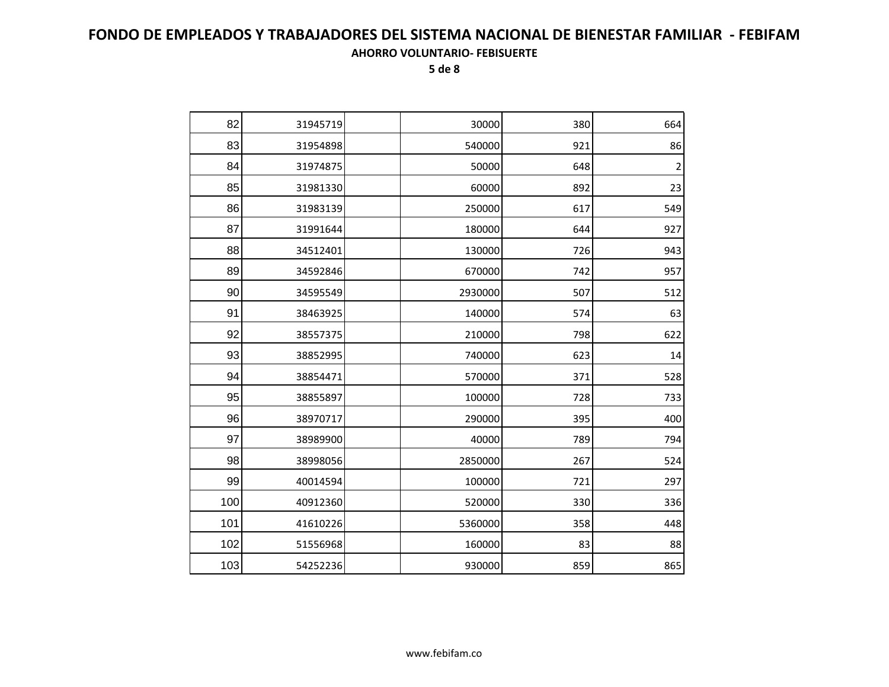# FONDO DE EMPLEADOS Y TRABAJADORES DEL SISTEMA NACIONAL DE BIENESTAR FAMILIAR - FEBIFAM

**AHORRO VOLUNTARIO- FEBISUERTE**

| | | | | | |
|---|---|---|---|---|---|
| 82 | 31945719 | | 30000 | 380 | 664 |
| 83 | 31954898 | | 540000 | 921 | 86 |
| 84 | 31974875 | | 50000 | 648 | 2 |
| 85 | 31981330 | | 60000 | 892 | 23 |
| 86 | 31983139 | | 250000 | 617 | 549 |
| 87 | 31991644 | | 180000 | 644 | 927 |
| 88 | 34512401 | | 130000 | 726 | 943 |
| 89 | 34592846 | | 670000 | 742 | 957 |
| 90 | 34595549 | | 2930000 | 507 | 512 |
| 91 | 38463925 | | 140000 | 574 | 63 |
| 92 | 38557375 | | 210000 | 798 | 622 |
| 93 | 38852995 | | 740000 | 623 | 14 |
| 94 | 38854471 | | 570000 | 371 | 528 |
| 95 | 38855897 | | 100000 | 728 | 733 |
| 96 | 38970717 | | 290000 | 395 | 400 |
| 97 | 38989900 | | 40000 | 789 | 794 |
| 98 | 38998056 | | 2850000 | 267 | 524 |
| 99 | 40014594 | | 100000 | 721 | 297 |
| 100 | 40912360 | | 520000 | 330 | 336 |
| 101 | 41610226 | | 5360000 | 358 | 448 |
| 102 | 51556968 | | 160000 | 83 | 88 |
| 103 | 54252236 | | 930000 | 859 | 865 |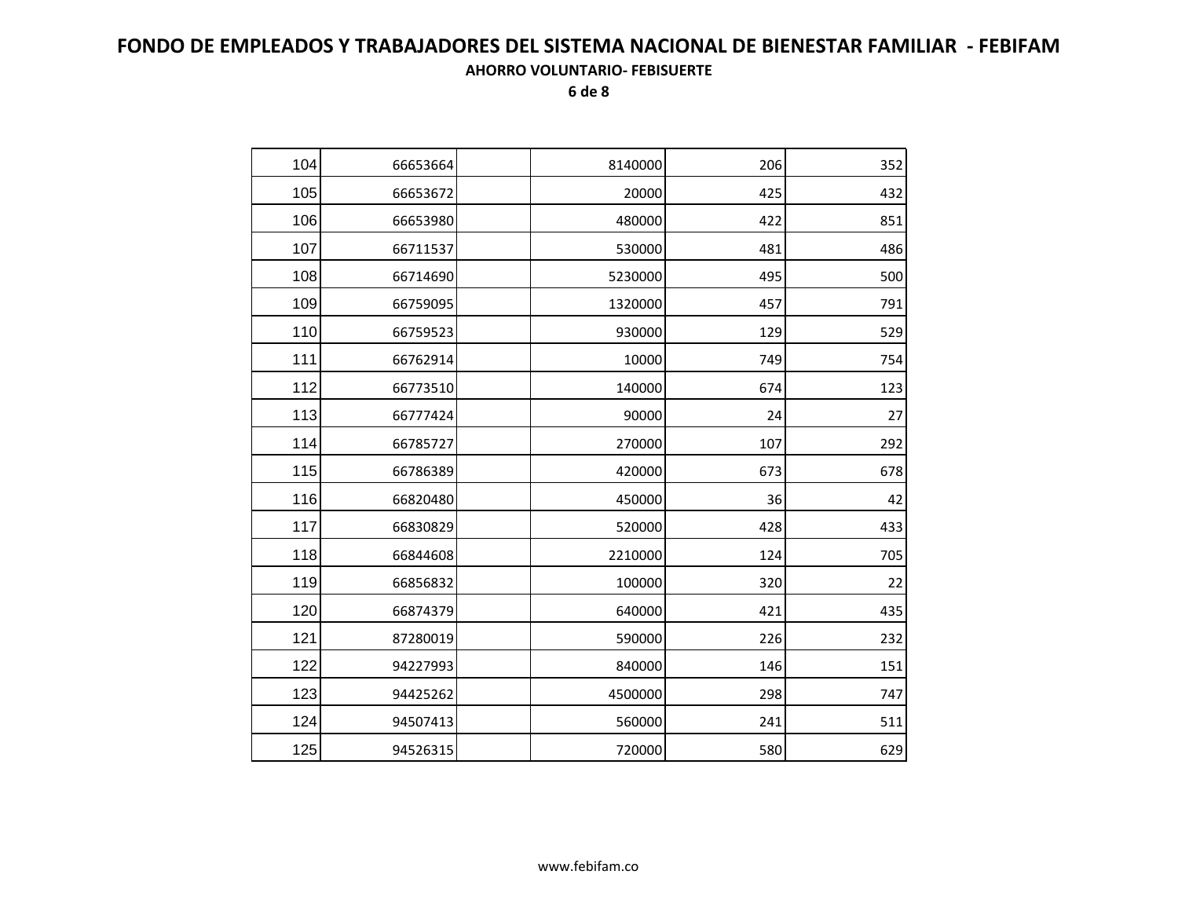# FONDO DE EMPLEADOS Y TRABAJADORES DEL SISTEMA NACIONAL DE BIENESTAR FAMILIAR - FEBIFAM

**AHORRO VOLUNTARIO- FEBISUERTE**

| | | | | | |
|---|---|---|---|---|---|
| 104 | 66653664 | | 8140000 | 206 | 352 |
| 105 | 66653672 | | 20000 | 425 | 432 |
| 106 | 66653980 | | 480000 | 422 | 851 |
| 107 | 66711537 | | 530000 | 481 | 486 |
| 108 | 66714690 | | 5230000 | 495 | 500 |
| 109 | 66759095 | | 1320000 | 457 | 791 |
| 110 | 66759523 | | 930000 | 129 | 529 |
| 111 | 66762914 | | 10000 | 749 | 754 |
| 112 | 66773510 | | 140000 | 674 | 123 |
| 113 | 66777424 | | 90000 | 24 | 27 |
| 114 | 66785727 | | 270000 | 107 | 292 |
| 115 | 66786389 | | 420000 | 673 | 678 |
| 116 | 66820480 | | 450000 | 36 | 42 |
| 117 | 66830829 | | 520000 | 428 | 433 |
| 118 | 66844608 | | 2210000 | 124 | 705 |
| 119 | 66856832 | | 100000 | 320 | 22 |
| 120 | 66874379 | | 640000 | 421 | 435 |
| 121 | 87280019 | | 590000 | 226 | 232 |
| 122 | 94227993 | | 840000 | 146 | 151 |
| 123 | 94425262 | | 4500000 | 298 | 747 |
| 124 | 94507413 | | 560000 | 241 | 511 |
| 125 | 94526315 | | 720000 | 580 | 629 |

www.febifam.co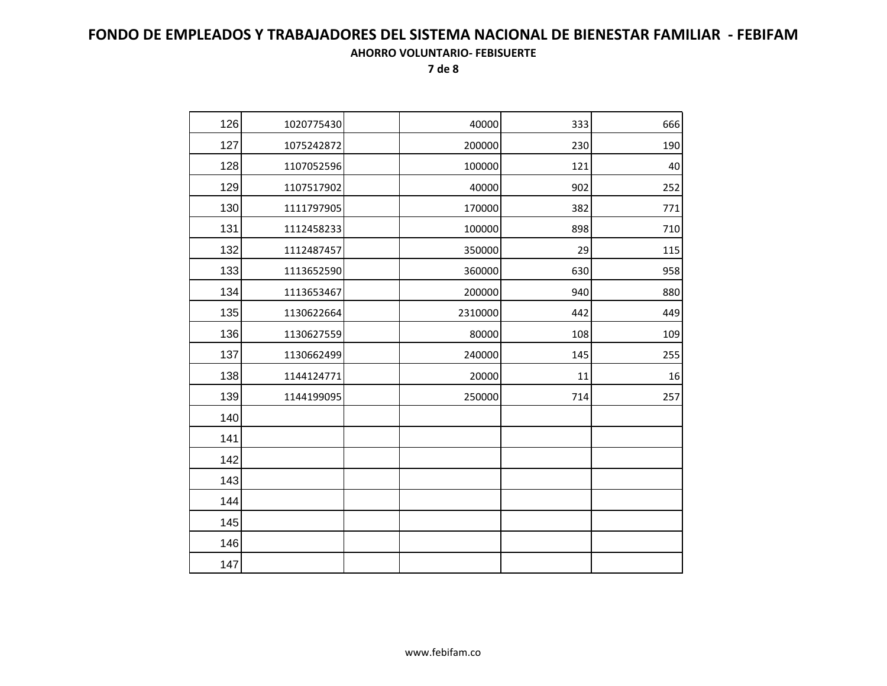# FONDO DE EMPLEADOS Y TRABAJADORES DEL SISTEMA NACIONAL DE BIENESTAR FAMILIAR - FEBIFAM

## AHORRO VOLUNTARIO- FEBISUERTE

| | | | | | |
|---|---|---|---|---|---|
| 126 | 1020775430 | | 40000 | 333 | 666 |
| 127 | 1075242872 | | 200000 | 230 | 190 |
| 128 | 1107052596 | | 100000 | 121 | 40 |
| 129 | 1107517902 | | 40000 | 902 | 252 |
| 130 | 1111797905 | | 170000 | 382 | 771 |
| 131 | 1112458233 | | 100000 | 898 | 710 |
| 132 | 1112487457 | | 350000 | 29 | 115 |
| 133 | 1113652590 | | 360000 | 630 | 958 |
| 134 | 1113653467 | | 200000 | 940 | 880 |
| 135 | 1130622664 | | 2310000 | 442 | 449 |
| 136 | 1130627559 | | 80000 | 108 | 109 |
| 137 | 1130662499 | | 240000 | 145 | 255 |
| 138 | 1144124771 | | 20000 | 11 | 16 |
| 139 | 1144199095 | | 250000 | 714 | 257 |
| 140 | | | | | |
| 141 | | | | | |
| 142 | | | | | |
| 143 | | | | | |
| 144 | | | | | |
| 145 | | | | | |
| 146 | | | | | |
| 147 | | | | | |

www.febifam.co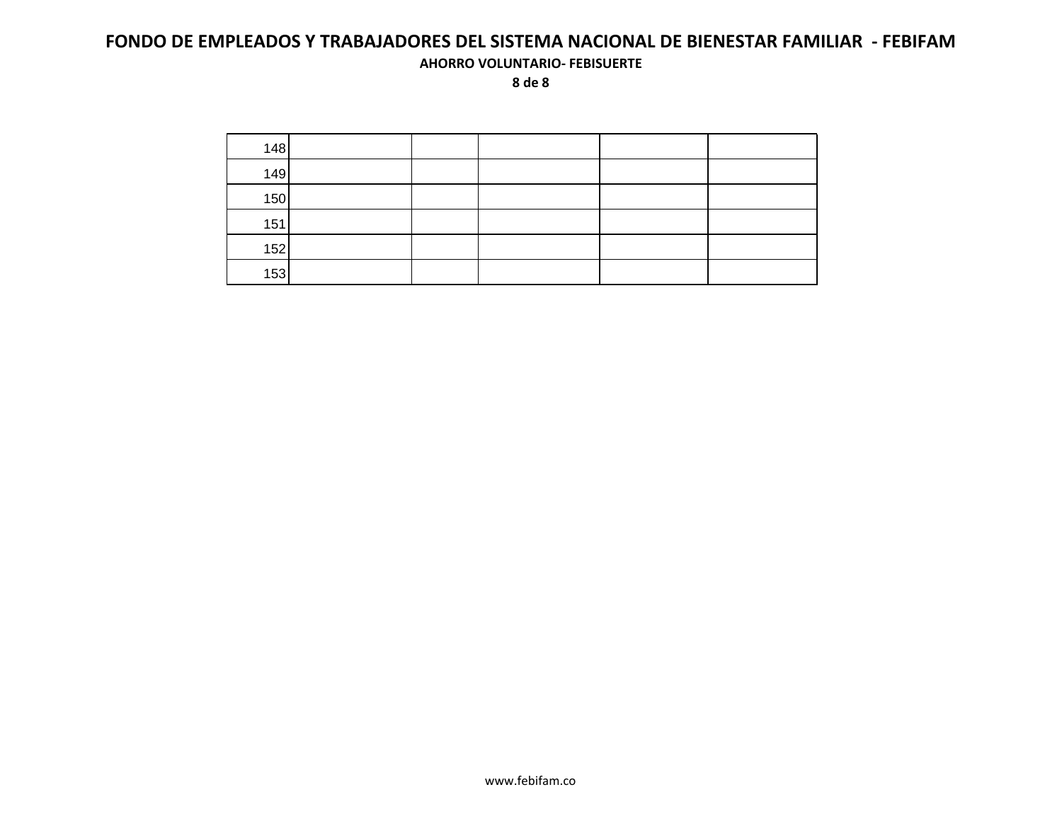# FONDO DE EMPLEADOS Y TRABAJADORES DEL SISTEMA NACIONAL DE BIENESTAR FAMILIAR - FEBIFAM

**AHORRO VOLUNTARIO- FEBISUERTE**

| | | | | | |
|---|---|---|---|---|---|
| 148 | | | | | |
| 149 | | | | | |
| 150 | | | | | |
| 151 | | | | | |
| 152 | | | | | |
| 153 | | | | | |

www.febifam.co